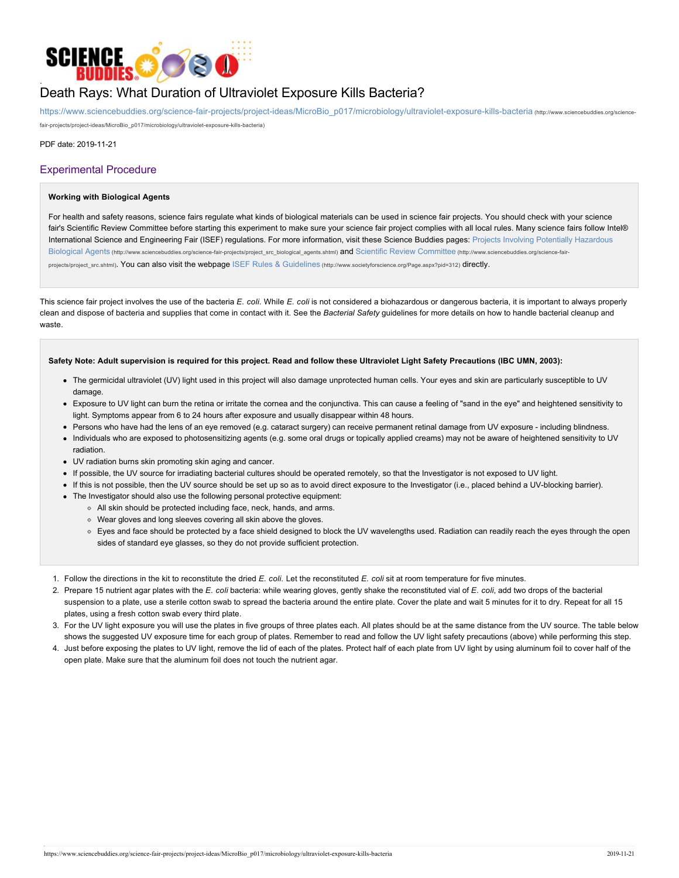# Death Rays: What Duration of Ultraviolet Exposure Kills Bacteria?

https://www.sciencebuddies.org/science-fair-projects/project-ideas/MicroBio_p017/microbiology/ultraviolet-exposure-kills-bacteria (http://www.sciencebuddies.org/science-fair-projects/project-ideas/MicroBio_p017/microbiology/ultraviolet-exposure-kills-bacteria)

PDF date: 2019-11-21

## Experimental Procedure

**Working with Biological Agents**

For health and safety reasons, science fairs regulate what kinds of biological materials can be used in science fair projects. You should check with your science fair's Scientific Review Committee before starting this experiment to make sure your science fair project complies with all local rules. Many science fairs follow Intel® International Science and Engineering Fair (ISEF) regulations. For more information, visit these Science Buddies pages: Projects Involving Potentially Hazardous Biological Agents (http://www.sciencebuddies.org/science-fair-projects/project_src_biological_agents.shtml) and Scientific Review Committee (http://www.sciencebuddies.org/science-fair-projects/project_src.shtml). You can also visit the webpage ISEF Rules & Guidelines (http://www.societyforscience.org/Page.aspx?pid=312) directly.

This science fair project involves the use of the bacteria *E. coli*. While *E. coli* is not considered a biohazardous or dangerous bacteria, it is important to always properly clean and dispose of bacteria and supplies that come in contact with it. See the *Bacterial Safety* guidelines for more details on how to handle bacterial cleanup and waste.

**Safety Note: Adult supervision is required for this project. Read and follow these Ultraviolet Light Safety Precautions (IBC UMN, 2003):**

- The germicidal ultraviolet (UV) light used in this project will also damage unprotected human cells. Your eyes and skin are particularly susceptible to UV damage.
- Exposure to UV light can burn the retina or irritate the cornea and the conjunctiva. This can cause a feeling of "sand in the eye" and heightened sensitivity to light. Symptoms appear from 6 to 24 hours after exposure and usually disappear within 48 hours.
- Persons who have had the lens of an eye removed (e.g. cataract surgery) can receive permanent retinal damage from UV exposure - including blindness.
- Individuals who are exposed to photosensitizing agents (e.g. some oral drugs or topically applied creams) may not be aware of heightened sensitivity to UV radiation.
- UV radiation burns skin promoting skin aging and cancer.
- If possible, the UV source for irradiating bacterial cultures should be operated remotely, so that the Investigator is not exposed to UV light.
- If this is not possible, then the UV source should be set up so as to avoid direct exposure to the Investigator (i.e., placed behind a UV-blocking barrier).
- The Investigator should also use the following personal protective equipment:
    - All skin should be protected including face, neck, hands, and arms.
    - Wear gloves and long sleeves covering all skin above the gloves.
    - Eyes and face should be protected by a face shield designed to block the UV wavelengths used. Radiation can readily reach the eyes through the open sides of standard eye glasses, so they do not provide sufficient protection.

1. Follow the directions in the kit to reconstitute the dried *E. coli*. Let the reconstituted *E. coli* sit at room temperature for five minutes.
2. Prepare 15 nutrient agar plates with the *E. coli* bacteria: while wearing gloves, gently shake the reconstituted vial of *E. coli*, add two drops of the bacterial suspension to a plate, use a sterile cotton swab to spread the bacteria around the entire plate. Cover the plate and wait 5 minutes for it to dry. Repeat for all 15 plates, using a fresh cotton swab every third plate.
3. For the UV light exposure you will use the plates in five groups of three plates each. All plates should be at the same distance from the UV source. The table below shows the suggested UV exposure time for each group of plates. Remember to read and follow the UV light safety precautions (above) while performing this step.
4. Just before exposing the plates to UV light, remove the lid of each of the plates. Protect half of each plate from UV light by using aluminum foil to cover half of the open plate. Make sure that the aluminum foil does not touch the nutrient agar.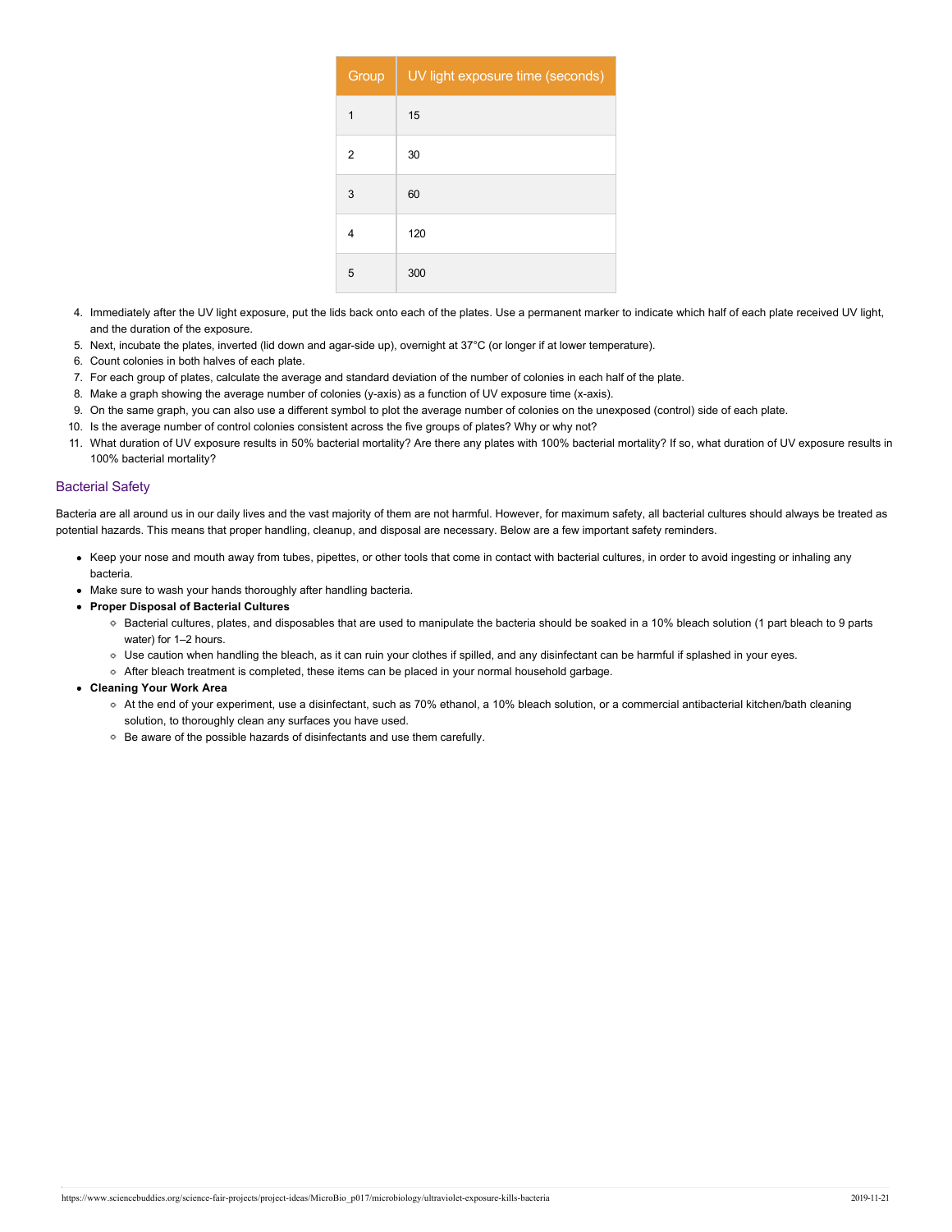| Group | UV light exposure time (seconds) |
| --- | --- |
| 1 | 15 |
| 2 | 30 |
| 3 | 60 |
| 4 | 120 |
| 5 | 300 |

4. Immediately after the UV light exposure, put the lids back onto each of the plates. Use a permanent marker to indicate which half of each plate received UV light, and the duration of the exposure.
5. Next, incubate the plates, inverted (lid down and agar-side up), overnight at 37°C (or longer if at lower temperature).
6. Count colonies in both halves of each plate.
7. For each group of plates, calculate the average and standard deviation of the number of colonies in each half of the plate.
8. Make a graph showing the average number of colonies (y-axis) as a function of UV exposure time (x-axis).
9. On the same graph, you can also use a different symbol to plot the average number of colonies on the unexposed (control) side of each plate.
10. Is the average number of control colonies consistent across the five groups of plates? Why or why not?
11. What duration of UV exposure results in 50% bacterial mortality? Are there any plates with 100% bacterial mortality? If so, what duration of UV exposure results in 100% bacterial mortality?

## Bacterial Safety

Bacteria are all around us in our daily lives and the vast majority of them are not harmful. However, for maximum safety, all bacterial cultures should always be treated as potential hazards. This means that proper handling, cleanup, and disposal are necessary. Below are a few important safety reminders.

- Keep your nose and mouth away from tubes, pipettes, or other tools that come in contact with bacterial cultures, in order to avoid ingesting or inhaling any bacteria.
- Make sure to wash your hands thoroughly after handling bacteria.
- **Proper Disposal of Bacterial Cultures**
  - Bacterial cultures, plates, and disposables that are used to manipulate the bacteria should be soaked in a 10% bleach solution (1 part bleach to 9 parts water) for 1–2 hours.
  - Use caution when handling the bleach, as it can ruin your clothes if spilled, and any disinfectant can be harmful if splashed in your eyes.
  - After bleach treatment is completed, these items can be placed in your normal household garbage.
- **Cleaning Your Work Area**
  - At the end of your experiment, use a disinfectant, such as 70% ethanol, a 10% bleach solution, or a commercial antibacterial kitchen/bath cleaning solution, to thoroughly clean any surfaces you have used.
  - Be aware of the possible hazards of disinfectants and use them carefully.